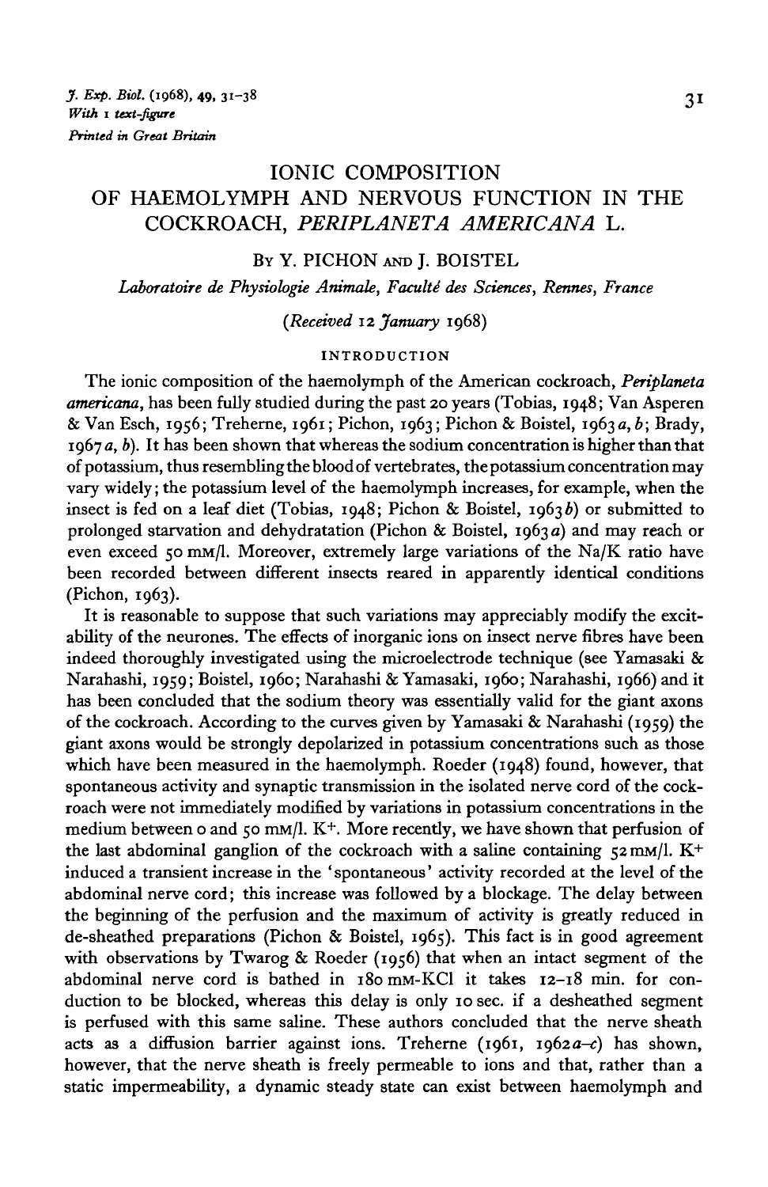*J. Exp. Biol.* (1968), **49**, 31–38
*With* 1 *text-figure*
*Printed in Great Britain*

# IONIC COMPOSITION OF HAEMOLYMPH AND NERVOUS FUNCTION IN THE COCKROACH, *PERIPLANETA AMERICANA* L.

By Y. PICHON AND J. BOISTEL

*Laboratoire de Physiologie Animale, Faculté des Sciences, Rennes, France*

*(Received 12 January 1968)*

## INTRODUCTION

The ionic composition of the haemolymph of the American cockroach, *Periplaneta americana*, has been fully studied during the past 20 years (Tobias, 1948; Van Asperen & Van Esch, 1956; Treherne, 1961; Pichon, 1963; Pichon & Boistel, 1963*a*, *b*; Brady, 1967*a*, *b*). It has been shown that whereas the sodium concentration is higher than that of potassium, thus resembling the blood of vertebrates, the potassium concentration may vary widely; the potassium level of the haemolymph increases, for example, when the insect is fed on a leaf diet (Tobias, 1948; Pichon & Boistel, 1963*b*) or submitted to prolonged starvation and dehydratation (Pichon & Boistel, 1963*a*) and may reach or even exceed 50 mM/l. Moreover, extremely large variations of the Na/K ratio have been recorded between different insects reared in apparently identical conditions (Pichon, 1963).

It is reasonable to suppose that such variations may appreciably modify the excitability of the neurones. The effects of inorganic ions on insect nerve fibres have been indeed thoroughly investigated using the microelectrode technique (see Yamasaki & Narahashi, 1959; Boistel, 1960; Narahashi & Yamasaki, 1960; Narahashi, 1966) and it has been concluded that the sodium theory was essentially valid for the giant axons of the cockroach. According to the curves given by Yamasaki & Narahashi (1959) the giant axons would be strongly depolarized in potassium concentrations such as those which have been measured in the haemolymph. Roeder (1948) found, however, that spontaneous activity and synaptic transmission in the isolated nerve cord of the cockroach were not immediately modified by variations in potassium concentrations in the medium between 0 and 50 mM/l. $K^+$. More recently, we have shown that perfusion of the last abdominal ganglion of the cockroach with a saline containing 52 mM/l. $K^+$ induced a transient increase in the 'spontaneous' activity recorded at the level of the abdominal nerve cord; this increase was followed by a blockage. The delay between the beginning of the perfusion and the maximum of activity is greatly reduced in de-sheathed preparations (Pichon & Boistel, 1965). This fact is in good agreement with observations by Twarog & Roeder (1956) that when an intact segment of the abdominal nerve cord is bathed in 180 mM-KCl it takes 12–18 min. for conduction to be blocked, whereas this delay is only 10 sec. if a desheathed segment is perfused with this same saline. These authors concluded that the nerve sheath acts as a diffusion barrier against ions. Treherne (1961, 1962*a–c*) has shown, however, that the nerve sheath is freely permeable to ions and that, rather than a static impermeability, a dynamic steady state can exist between haemolymph and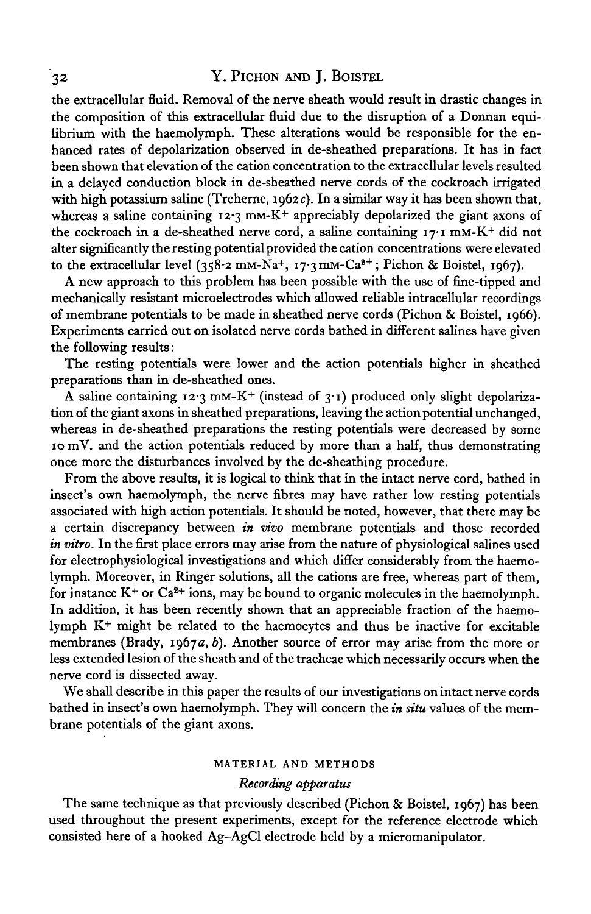the extracellular fluid. Removal of the nerve sheath would result in drastic changes in the composition of this extracellular fluid due to the disruption of a Donnan equilibrium with the haemolymph. These alterations would be responsible for the enhanced rates of depolarization observed in de-sheathed preparations. It has in fact been shown that elevation of the cation concentration to the extracellular levels resulted in a delayed conduction block in de-sheathed nerve cords of the cockroach irrigated with high potassium saline (Treherne, 1962*c*). In a similar way it has been shown that, whereas a saline containing 12·3 mM-$K^+$ appreciably depolarized the giant axons of the cockroach in a de-sheathed nerve cord, a saline containing 17·1 mM-$K^+$ did not alter significantly the resting potential provided the cation concentrations were elevated to the extracellular level (358·2 mM-$Na^+$, 17·3 mM-$Ca^{2+}$; Pichon & Boistel, 1967).

A new approach to this problem has been possible with the use of fine-tipped and mechanically resistant microelectrodes which allowed reliable intracellular recordings of membrane potentials to be made in sheathed nerve cords (Pichon & Boistel, 1966). Experiments carried out on isolated nerve cords bathed in different salines have given the following results:

The resting potentials were lower and the action potentials higher in sheathed preparations than in de-sheathed ones.

A saline containing 12·3 mM-$K^+$ (instead of 3·1) produced only slight depolarization of the giant axons in sheathed preparations, leaving the action potential unchanged, whereas in de-sheathed preparations the resting potentials were decreased by some 10 mV. and the action potentials reduced by more than a half, thus demonstrating once more the disturbances involved by the de-sheathing procedure.

From the above results, it is logical to think that in the intact nerve cord, bathed in insect's own haemolymph, the nerve fibres may have rather low resting potentials associated with high action potentials. It should be noted, however, that there may be a certain discrepancy between *in vivo* membrane potentials and those recorded *in vitro*. In the first place errors may arise from the nature of physiological salines used for electrophysiological investigations and which differ considerably from the haemolymph. Moreover, in Ringer solutions, all the cations are free, whereas part of them, for instance $K^+$ or $Ca^{2+}$ ions, may be bound to organic molecules in the haemolymph. In addition, it has been recently shown that an appreciable fraction of the haemolymph $K^+$ might be related to the haemocytes and thus be inactive for excitable membranes (Brady, 1967*a*, *b*). Another source of error may arise from the more or less extended lesion of the sheath and of the tracheae which necessarily occurs when the nerve cord is dissected away.

We shall describe in this paper the results of our investigations on intact nerve cords bathed in insect's own haemolymph. They will concern the *in situ* values of the membrane potentials of the giant axons.

## MATERIAL AND METHODS

### *Recording apparatus*

The same technique as that previously described (Pichon & Boistel, 1967) has been used throughout the present experiments, except for the reference electrode which consisted here of a hooked Ag–AgCl electrode held by a micromanipulator.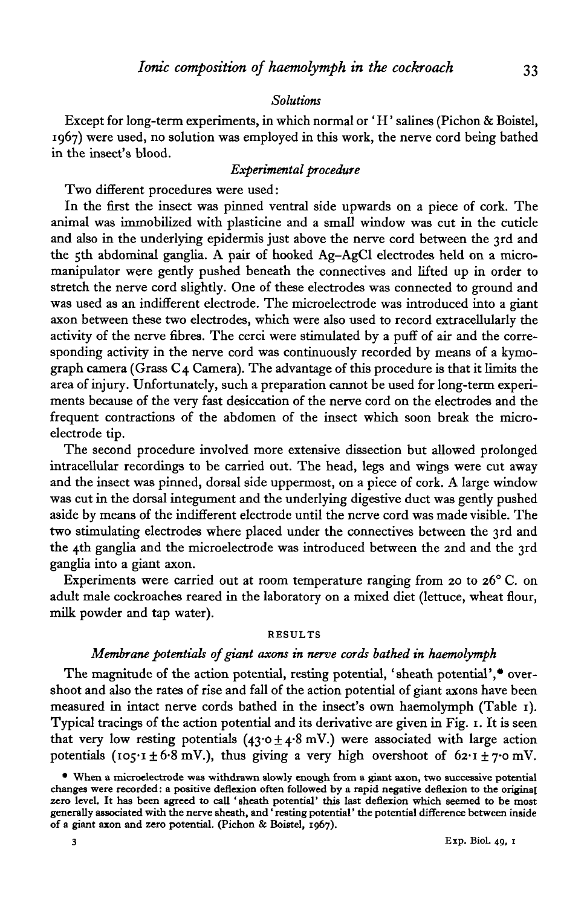### *Solutions*

Except for long-term experiments, in which normal or 'H' salines (Pichon & Boistel, 1967) were used, no solution was employed in this work, the nerve cord being bathed in the insect's blood.

### *Experimental procedure*

Two different procedures were used:

In the first the insect was pinned ventral side upwards on a piece of cork. The animal was immobilized with plasticine and a small window was cut in the cuticle and also in the underlying epidermis just above the nerve cord between the 3rd and the 5th abdominal ganglia. A pair of hooked Ag–AgCl electrodes held on a micromanipulator were gently pushed beneath the connectives and lifted up in order to stretch the nerve cord slightly. One of these electrodes was connected to ground and was used as an indifferent electrode. The microelectrode was introduced into a giant axon between these two electrodes, which were also used to record extracellularly the activity of the nerve fibres. The cerci were stimulated by a puff of air and the corresponding activity in the nerve cord was continuously recorded by means of a kymograph camera (Grass C4 Camera). The advantage of this procedure is that it limits the area of injury. Unfortunately, such a preparation cannot be used for long-term experiments because of the very fast desiccation of the nerve cord on the electrodes and the frequent contractions of the abdomen of the insect which soon break the microelectrode tip.

The second procedure involved more extensive dissection but allowed prolonged intracellular recordings to be carried out. The head, legs and wings were cut away and the insect was pinned, dorsal side uppermost, on a piece of cork. A large window was cut in the dorsal integument and the underlying digestive duct was gently pushed aside by means of the indifferent electrode until the nerve cord was made visible. The two stimulating electrodes where placed under the connectives between the 3rd and the 4th ganglia and the microelectrode was introduced between the 2nd and the 3rd ganglia into a giant axon.

Experiments were carried out at room temperature ranging from 20 to 26° C. on adult male cockroaches reared in the laboratory on a mixed diet (lettuce, wheat flour, milk powder and tap water).

## RESULTS

### *Membrane potentials of giant axons in nerve cords bathed in haemolymph*

The magnitude of the action potential, resting potential, 'sheath potential',* overshoot and also the rates of rise and fall of the action potential of giant axons have been measured in intact nerve cords bathed in the insect's own haemolymph (Table 1). Typical tracings of the action potential and its derivative are given in Fig. 1. It is seen that very low resting potentials ($43{\cdot}0 \pm 4{\cdot}8$ mV.) were associated with large action potentials ($105{\cdot}1 \pm 6{\cdot}8$ mV.), thus giving a very high overshoot of $62{\cdot}1 \pm 7{\cdot}0$ mV.

\* When a microelectrode was withdrawn slowly enough from a giant axon, two successive potential changes were recorded: a positive deflexion often followed by a rapid negative deflexion to the original zero level. It has been agreed to call 'sheath potential' this last deflexion which seemed to be most generally associated with the nerve sheath, and 'resting potential' the potential difference between inside of a giant axon and zero potential. (Pichon & Boistel, 1967).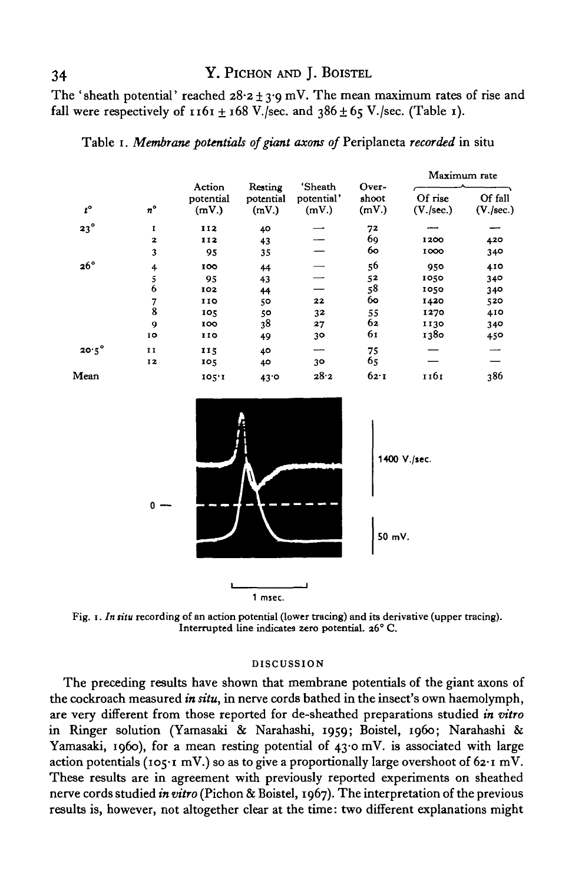The 'sheath potential' reached 28·2 ± 3·9 mV. The mean maximum rates of rise and fall were respectively of 1161 ± 168 V./sec. and 386 ± 65 V./sec. (Table 1).

Table 1. *Membrane potentials of giant axons of* Periplaneta *recorded* in situ

| $t^\circ$ | $n^\circ$ | Action potential (mV.) | Resting potential (mV.) | 'Sheath potential' (mV.) | Overshoot (mV.) | Maximum rate Of rise (V./sec.) | Maximum rate Of fall (V./sec.) |
|---|---|---|---|---|---|---|---|
| 23° | 1 | 112 | 40 | — | 72 | — | — |
| | 2 | 112 | 43 | — | 69 | 1200 | 420 |
| | 3 | 95 | 35 | — | 60 | 1000 | 340 |
| 26° | 4 | 100 | 44 | — | 56 | 950 | 410 |
| | 5 | 95 | 43 | — | 52 | 1050 | 340 |
| | 6 | 102 | 44 | — | 58 | 1050 | 340 |
| | 7 | 110 | 50 | 22 | 60 | 1420 | 520 |
| | 8 | 105 | 50 | 32 | 55 | 1270 | 410 |
| | 9 | 100 | 38 | 27 | 62 | 1130 | 340 |
| | 10 | 110 | 49 | 30 | 61 | 1380 | 450 |
| 20·5° | 11 | 115 | 40 | — | 75 | — | — |
| | 12 | 105 | 40 | 30 | 65 | — | — |
| Mean | | 105·1 | 43·0 | 28·2 | 62·1 | 1161 | 386 |

Fig. 1. *In situ* recording of an action potential (lower tracing) and its derivative (upper tracing). Interrupted line indicates zero potential. 26° C.

## DISCUSSION

The preceding results have shown that membrane potentials of the giant axons of the cockroach measured *in situ*, in nerve cords bathed in the insect's own haemolymph, are very different from those reported for de-sheathed preparations studied *in vitro* in Ringer solution (Yamasaki & Narahashi, 1959; Boistel, 1960; Narahashi & Yamasaki, 1960), for a mean resting potential of 43·0 mV. is associated with large action potentials (105·1 mV.) so as to give a proportionally large overshoot of 62·1 mV. These results are in agreement with previously reported experiments on sheathed nerve cords studied *in vitro* (Pichon & Boistel, 1967). The interpretation of the previous results is, however, not altogether clear at the time: two different explanations might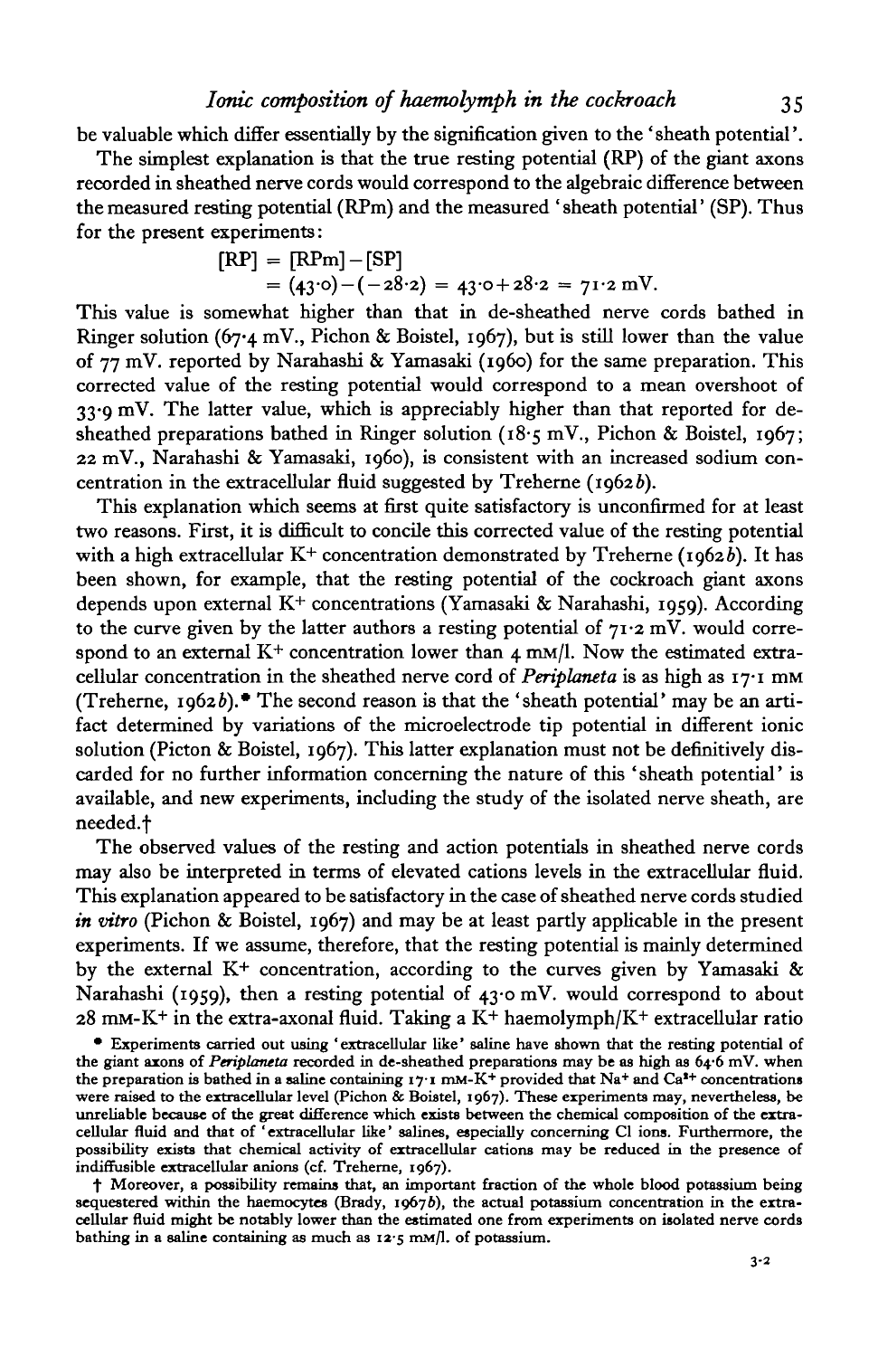be valuable which differ essentially by the signification given to the 'sheath potential'.

The simplest explanation is that the true resting potential (RP) of the giant axons recorded in sheathed nerve cords would correspond to the algebraic difference between the measured resting potential (RPm) and the measured 'sheath potential' (SP). Thus for the present experiments:

$$[\text{RP}] = [\text{RPm}] - [\text{SP}]$$
$$= (43\cdot 0) - (-28\cdot 2) = 43\cdot 0 + 28\cdot 2 = 71\cdot 2 \text{ mV}.$$

This value is somewhat higher than that in de-sheathed nerve cords bathed in Ringer solution (67·4 mV., Pichon & Boistel, 1967), but is still lower than the value of 77 mV. reported by Narahashi & Yamasaki (1960) for the same preparation. This corrected value of the resting potential would correspond to a mean overshoot of 33·9 mV. The latter value, which is appreciably higher than that reported for de-sheathed preparations bathed in Ringer solution (18·5 mV., Pichon & Boistel, 1967; 22 mV., Narahashi & Yamasaki, 1960), is consistent with an increased sodium concentration in the extracellular fluid suggested by Treherne (1962*b*).

This explanation which seems at first quite satisfactory is unconfirmed for at least two reasons. First, it is difficult to concile this corrected value of the resting potential with a high extracellular $K^+$ concentration demonstrated by Treherne (1962*b*). It has been shown, for example, that the resting potential of the cockroach giant axons depends upon external $K^+$ concentrations (Yamasaki & Narahashi, 1959). According to the curve given by the latter authors a resting potential of 71·2 mV. would correspond to an external $K^+$ concentration lower than 4 mM/l. Now the estimated extracellular concentration in the sheathed nerve cord of *Periplaneta* is as high as 17·1 mM (Treherne, 1962*b*).* The second reason is that the 'sheath potential' may be an artifact determined by variations of the microelectrode tip potential in different ionic solution (Picton & Boistel, 1967). This latter explanation must not be definitively discarded for no further information concerning the nature of this 'sheath potential' is available, and new experiments, including the study of the isolated nerve sheath, are needed.†

The observed values of the resting and action potentials in sheathed nerve cords may also be interpreted in terms of elevated cations levels in the extracellular fluid. This explanation appeared to be satisfactory in the case of sheathed nerve cords studied *in vitro* (Pichon & Boistel, 1967) and may be at least partly applicable in the present experiments. If we assume, therefore, that the resting potential is mainly determined by the external $K^+$ concentration, according to the curves given by Yamasaki & Narahashi (1959), then a resting potential of 43·0 mV. would correspond to about 28 mM-$K^+$ in the extra-axonal fluid. Taking a $K^+$ haemolymph/$K^+$ extracellular ratio

\* Experiments carried out using 'extracellular like' saline have shown that the resting potential of the giant axons of *Periplaneta* recorded in de-sheathed preparations may be as high as 64·6 mV. when the preparation is bathed in a saline containing 17·1 mM-$K^+$ provided that $Na^+$ and $Ca^{2+}$ concentrations were raised to the extracellular level (Pichon & Boistel, 1967). These experiments may, nevertheless, be unreliable because of the great difference which exists between the chemical composition of the extracellular fluid and that of 'extracellular like' salines, especially concerning Cl ions. Furthermore, the possibility exists that chemical activity of extracellular cations may be reduced in the presence of indiffusible extracellular anions (cf. Treherne, 1967).

† Moreover, a possibility remains that, an important fraction of the whole blood potassium being sequestered within the haemocytes (Brady, 1967*b*), the actual potassium concentration in the extracellular fluid might be notably lower than the estimated one from experiments on isolated nerve cords bathing in a saline containing as much as 12·5 mM/l. of potassium.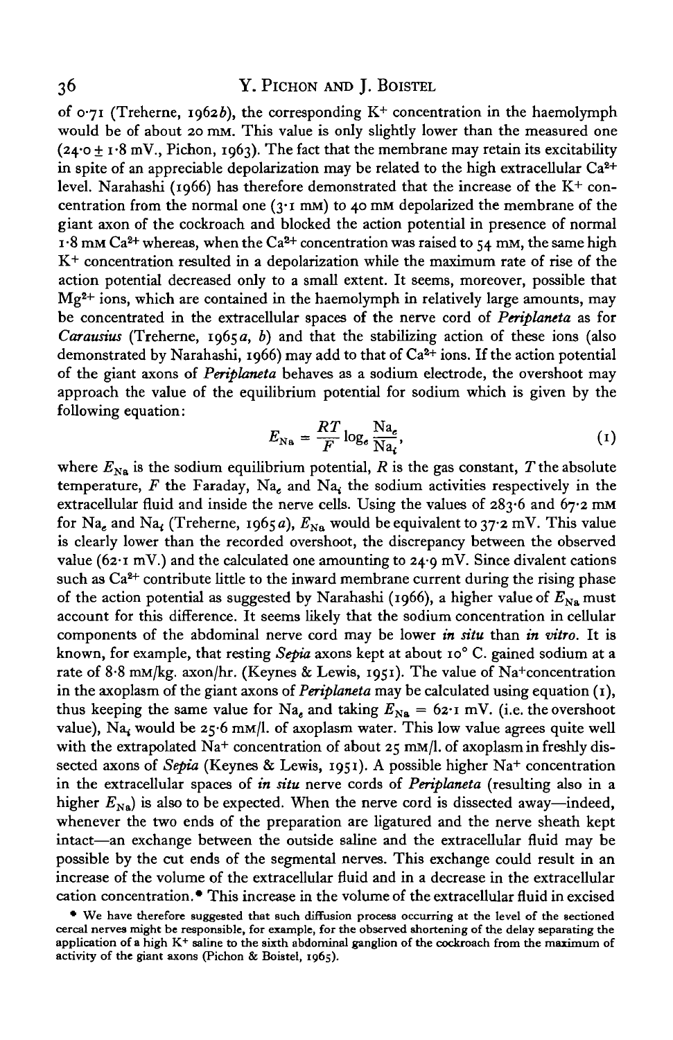of 0·71 (Treherne, 1962*b*), the corresponding $K^+$ concentration in the haemolymph would be of about 20 mM. This value is only slightly lower than the measured one (24·0 ± 1·8 mV., Pichon, 1963). The fact that the membrane may retain its excitability in spite of an appreciable depolarization may be related to the high extracellular $Ca^{2+}$ level. Narahashi (1966) has therefore demonstrated that the increase of the $K^+$ concentration from the normal one (3·1 mM) to 40 mM depolarized the membrane of the giant axon of the cockroach and blocked the action potential in presence of normal 1·8 mM $Ca^{2+}$ whereas, when the $Ca^{2+}$ concentration was raised to 54 mM, the same high $K^+$ concentration resulted in a depolarization while the maximum rate of rise of the action potential decreased only to a small extent. It seems, moreover, possible that $Mg^{2+}$ ions, which are contained in the haemolymph in relatively large amounts, may be concentrated in the extracellular spaces of the nerve cord of *Periplaneta* as for *Carausius* (Treherne, 1965*a*, *b*) and that the stabilizing action of these ions (also demonstrated by Narahashi, 1966) may add to that of $Ca^{2+}$ ions. If the action potential of the giant axons of *Periplaneta* behaves as a sodium electrode, the overshoot may approach the value of the equilibrium potential for sodium which is given by the following equation:

$$E_{Na} = \frac{RT}{F} \log_e \frac{Na_e}{Na_i}, \tag{1}$$

where $E_{Na}$ is the sodium equilibrium potential, $R$ is the gas constant, $T$ the absolute temperature, $F$ the Faraday, $Na_e$ and $Na_i$ the sodium activities respectively in the extracellular fluid and inside the nerve cells. Using the values of 283·6 and 67·2 mM for $Na_e$ and $Na_i$ (Treherne, 1965*a*), $E_{Na}$ would be equivalent to 37·2 mV. This value is clearly lower than the recorded overshoot, the discrepancy between the observed value (62·1 mV.) and the calculated one amounting to 24·9 mV. Since divalent cations such as $Ca^{2+}$ contribute little to the inward membrane current during the rising phase of the action potential as suggested by Narahashi (1966), a higher value of $E_{Na}$ must account for this difference. It seems likely that the sodium concentration in cellular components of the abdominal nerve cord may be lower *in situ* than *in vitro*. It is known, for example, that resting *Sepia* axons kept at about 10° C. gained sodium at a rate of 8·8 mM/kg. axon/hr. (Keynes & Lewis, 1951). The value of $Na^+$concentration in the axoplasm of the giant axons of *Periplaneta* may be calculated using equation (1), thus keeping the same value for $Na_e$ and taking $E_{Na}$ = 62·1 mV. (i.e. the overshoot value), $Na_i$ would be 25·6 mM/l. of axoplasm water. This low value agrees quite well with the extrapolated $Na^+$ concentration of about 25 mM/l. of axoplasm in freshly dissected axons of *Sepia* (Keynes & Lewis, 1951). A possible higher $Na^+$ concentration in the extracellular spaces of *in situ* nerve cords of *Periplaneta* (resulting also in a higher $E_{Na}$) is also to be expected. When the nerve cord is dissected away—indeed, whenever the two ends of the preparation are ligatured and the nerve sheath kept intact—an exchange between the outside saline and the extracellular fluid may be possible by the cut ends of the segmental nerves. This exchange could result in an increase of the volume of the extracellular fluid and in a decrease in the extracellular cation concentration.* This increase in the volume of the extracellular fluid in excised

\* We have therefore suggested that such diffusion process occurring at the level of the sectioned cercal nerves might be responsible, for example, for the observed shortening of the delay separating the application of a high $K^+$ saline to the sixth abdominal ganglion of the cockroach from the maximum of activity of the giant axons (Pichon & Boistel, 1965).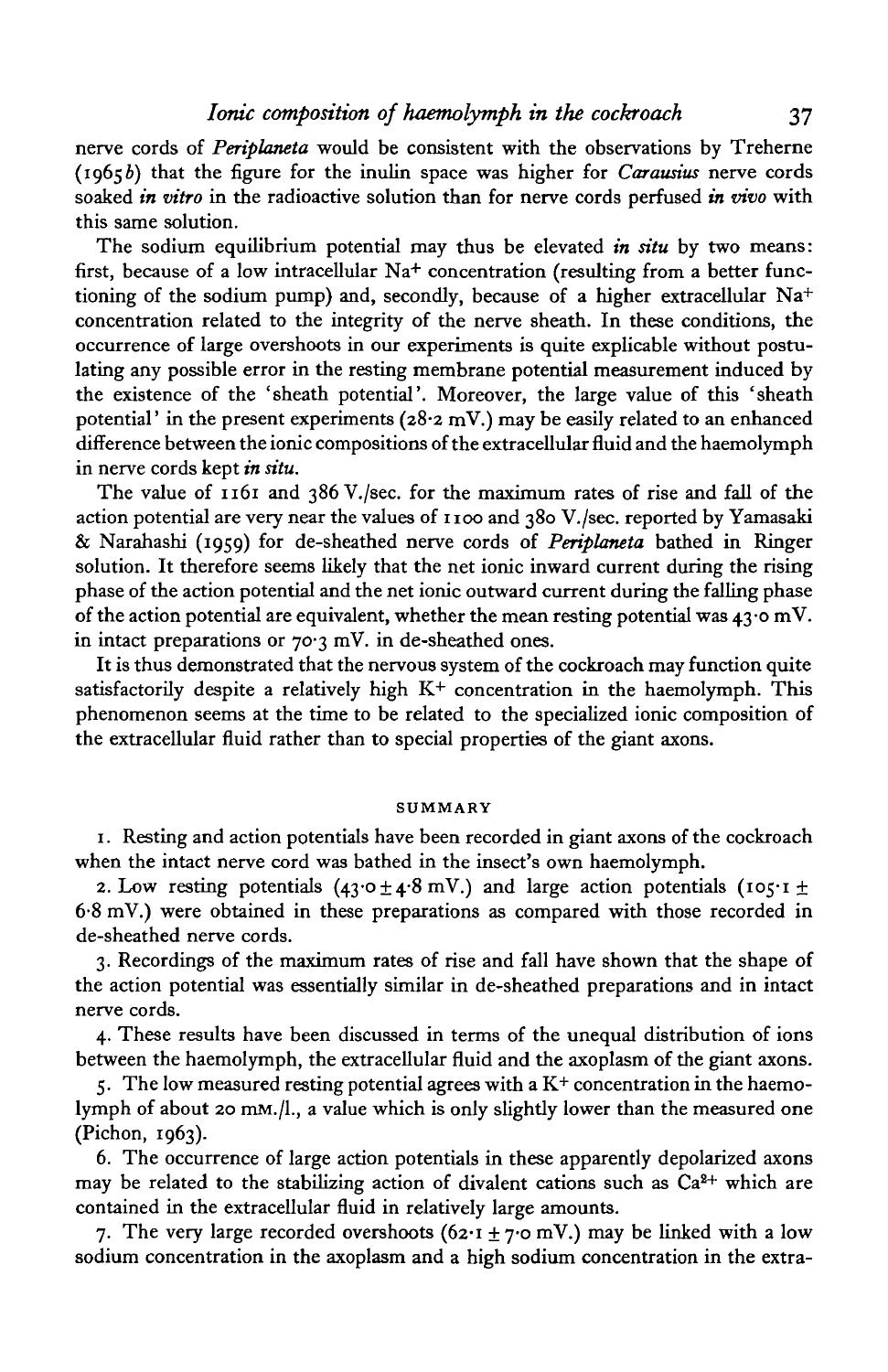nerve cords of *Periplaneta* would be consistent with the observations by Treherne (1965*b*) that the figure for the inulin space was higher for *Carausius* nerve cords soaked *in vitro* in the radioactive solution than for nerve cords perfused *in vivo* with this same solution.

The sodium equilibrium potential may thus be elevated *in situ* by two means: first, because of a low intracellular $Na^+$ concentration (resulting from a better functioning of the sodium pump) and, secondly, because of a higher extracellular $Na^+$ concentration related to the integrity of the nerve sheath. In these conditions, the occurrence of large overshoots in our experiments is quite explicable without postulating any possible error in the resting membrane potential measurement induced by the existence of the 'sheath potential'. Moreover, the large value of this 'sheath potential' in the present experiments (28·2 mV.) may be easily related to an enhanced difference between the ionic compositions of the extracellular fluid and the haemolymph in nerve cords kept *in situ*.

The value of 1161 and 386 V./sec. for the maximum rates of rise and fall of the action potential are very near the values of 1100 and 380 V./sec. reported by Yamasaki & Narahashi (1959) for de-sheathed nerve cords of *Periplaneta* bathed in Ringer solution. It therefore seems likely that the net ionic inward current during the rising phase of the action potential and the net ionic outward current during the falling phase of the action potential are equivalent, whether the mean resting potential was 43·0 mV. in intact preparations or 70·3 mV. in de-sheathed ones.

It is thus demonstrated that the nervous system of the cockroach may function quite satisfactorily despite a relatively high $K^+$ concentration in the haemolymph. This phenomenon seems at the time to be related to the specialized ionic composition of the extracellular fluid rather than to special properties of the giant axons.

## SUMMARY

1. Resting and action potentials have been recorded in giant axons of the cockroach when the intact nerve cord was bathed in the insect's own haemolymph.

2. Low resting potentials ($43{\cdot}0 \pm 4{\cdot}8$ mV.) and large action potentials ($105{\cdot}1 \pm 6{\cdot}8$ mV.) were obtained in these preparations as compared with those recorded in de-sheathed nerve cords.

3. Recordings of the maximum rates of rise and fall have shown that the shape of the action potential was essentially similar in de-sheathed preparations and in intact nerve cords.

4. These results have been discussed in terms of the unequal distribution of ions between the haemolymph, the extracellular fluid and the axoplasm of the giant axons.

5. The low measured resting potential agrees with a $K^+$ concentration in the haemolymph of about 20 mM./l., a value which is only slightly lower than the measured one (Pichon, 1963).

6. The occurrence of large action potentials in these apparently depolarized axons may be related to the stabilizing action of divalent cations such as $Ca^{2+}$ which are contained in the extracellular fluid in relatively large amounts.

7. The very large recorded overshoots ($62{\cdot}1 \pm 7{\cdot}0$ mV.) may be linked with a low sodium concentration in the axoplasm and a high sodium concentration in the extra-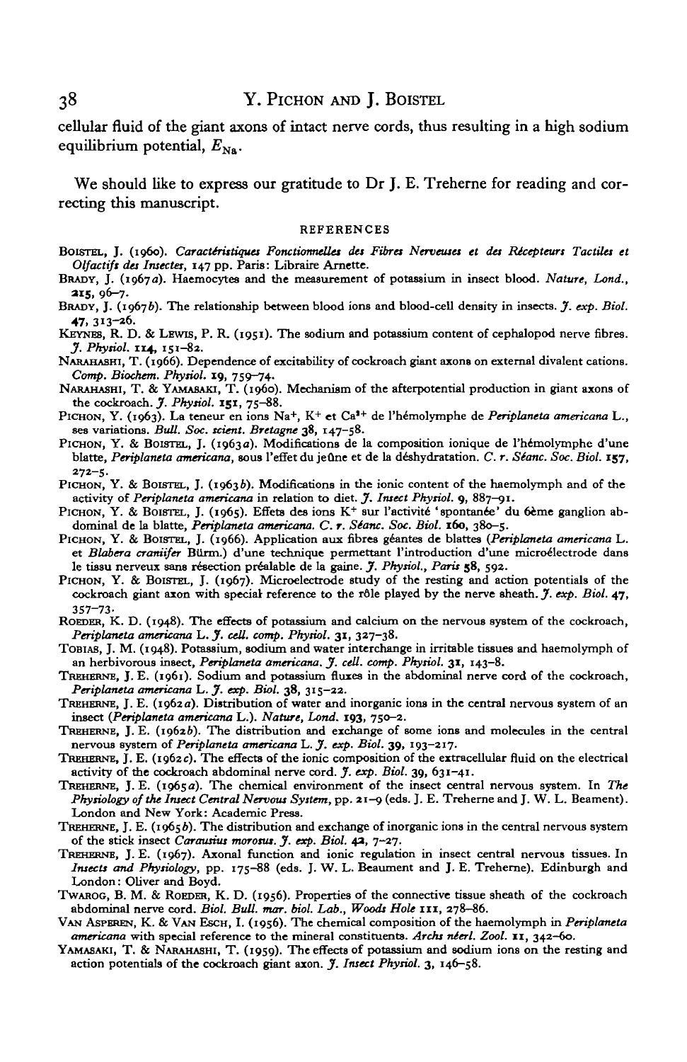cellular fluid of the giant axons of intact nerve cords, thus resulting in a high sodium equilibrium potential, $E_{Na}$.

We should like to express our gratitude to Dr J. E. Treherne for reading and correcting this manuscript.

## REFERENCES

BOISTEL, J. (1960). *Caractéristiques Fonctionnelles des Fibres Nerveuses et des Récepteurs Tactiles et Olfactifs des Insectes*, 147 pp. Paris: Libraire Arnette.

BRADY, J. (1967*a*). Haemocytes and the measurement of potassium in insect blood. *Nature, Lond.*, **215**, 96–7.

BRADY, J. (1967*b*). The relationship between blood ions and blood-cell density in insects. *J. exp. Biol.* **47**, 313–26.

KEYNES, R. D. & LEWIS, P. R. (1951). The sodium and potassium content of cephalopod nerve fibres. *J. Physiol.* **114**, 151–82.

NARAHASHI, T. (1966). Dependence of excitability of cockroach giant axons on external divalent cations. *Comp. Biochem. Physiol.* **19**, 759–74.

NARAHASHI, T. & YAMASAKI, T. (1960). Mechanism of the afterpotential production in giant axons of the cockroach. *J. Physiol.* **151**, 75–88.

PICHON, Y. (1963). La teneur en ions $Na^{+}$, $K^{+}$ et $Ca^{2+}$ de l'hémolymphe de *Periplaneta americana* L., ses variations. *Bull. Soc. scient. Bretagne* **38**, 147–58.

PICHON, Y. & BOISTEL, J. (1963*a*). Modifications de la composition ionique de l'hémolymphe d'une blatte, *Periplaneta americana*, sous l'effet du jeûne et de la déshydratation. *C. r. Séanc. Soc. Biol.* **157**, 272–5.

PICHON, Y. & BOISTEL, J. (1963*b*). Modifications in the ionic content of the haemolymph and of the activity of *Periplaneta americana* in relation to diet. *J. Insect Physiol.* **9**, 887–91.

PICHON, Y. & BOISTEL, J. (1965). Effets des ions $K^{+}$ sur l'activité 'spontanée' du 6ème ganglion abdominal de la blatte, *Periplaneta americana*. *C. r. Séanc. Soc. Biol.* **160**, 380–5.

PICHON, Y. & BOISTEL, J. (1966). Application aux fibres géantes de blattes (*Periplaneta americana* L. et *Blabera craniifer* Bürm.) d'une technique permettant l'introduction d'une microélectrode dans le tissu nerveux sans résection préalable de la gaine. *J. Physiol., Paris* **58**, 592.

PICHON, Y. & BOISTEL, J. (1967). Microelectrode study of the resting and action potentials of the cockroach giant axon with special reference to the rôle played by the nerve sheath. *J. exp. Biol.* **47**, 357–73.

ROEDER, K. D. (1948). The effects of potassium and calcium on the nervous system of the cockroach, *Periplaneta americana* L. *J. cell. comp. Physiol.* **31**, 327–38.

TOBIAS, J. M. (1948). Potassium, sodium and water interchange in irritable tissues and haemolymph of an herbivorous insect, *Periplaneta americana*. *J. cell. comp. Physiol.* **31**, 143–8.

TREHERNE, J. E. (1961). Sodium and potassium fluxes in the abdominal nerve cord of the cockroach, *Periplaneta americana* L. *J. exp. Biol.* **38**, 315–22.

TREHERNE, J. E. (1962*a*). Distribution of water and inorganic ions in the central nervous system of an insect (*Periplaneta americana* L.). *Nature, Lond.* **193**, 750–2.

TREHERNE, J. E. (1962*b*). The distribution and exchange of some ions and molecules in the central nervous system of *Periplaneta americana* L. *J. exp. Biol.* **39**, 193–217.

TREHERNE, J. E. (1962*c*). The effects of the ionic composition of the extracellular fluid on the electrical activity of the cockroach abdominal nerve cord. *J. exp. Biol.* **39**, 631–41.

TREHERNE, J. E. (1965*a*). The chemical environment of the insect central nervous system. In *The Physiology of the Insect Central Nervous System*, pp. 21–9 (eds. J. E. Treherne and J. W. L. Beament). London and New York: Academic Press.

TREHERNE, J. E. (1965*b*). The distribution and exchange of inorganic ions in the central nervous system of the stick insect *Carausius morosus*. *J. exp. Biol.* **42**, 7–27.

TREHERNE, J. E. (1967). Axonal function and ionic regulation in insect central nervous tissues. In *Insects and Physiology*, pp. 175–88 (eds. J. W. L. Beaument and J. E. Treherne). Edinburgh and London: Oliver and Boyd.

TWAROG, B. M. & ROEDER, K. D. (1956). Properties of the connective tissue sheath of the cockroach abdominal nerve cord. *Biol. Bull. mar. biol. Lab., Woods Hole* **111**, 278–86.

VAN ASPEREN, K. & VAN ESCH, I. (1956). The chemical composition of the haemolymph in *Periplaneta americana* with special reference to the mineral constituents. *Archs néerl. Zool.* **11**, 342–60.

YAMASAKI, T. & NARAHASHI, T. (1959). The effects of potassium and sodium ions on the resting and action potentials of the cockroach giant axon. *J. Insect Physiol.* **3**, 146–58.